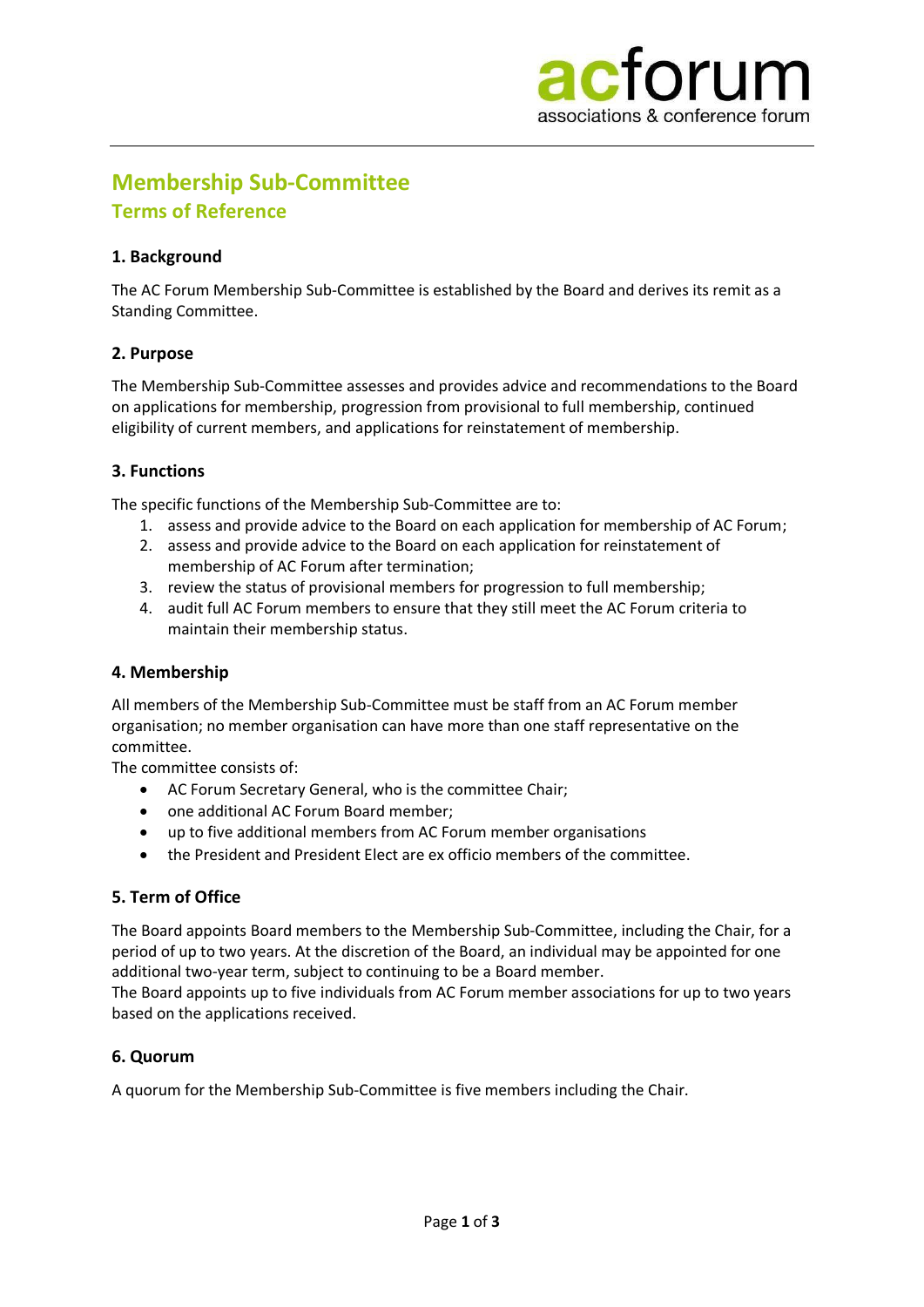# Membership Sub-Committee

## Terms of Reference

### 1. Background

The AC Forum Membership Sub-Committee is established by the Board and derives its remit as a Standing Committee.

### 2. Purpose

The Membership Sub-Committee assesses and provides advice and recommendations to the Board on applications for membership, progression from provisional to full membership, continued eligibility of current members, and applications for reinstatement of membership.

### 3. Functions

The specific functions of the Membership Sub-Committee are to:

1. assess and provide advice to the Board on each application for membership of AC Forum;
2. assess and provide advice to the Board on each application for reinstatement of membership of AC Forum after termination;
3. review the status of provisional members for progression to full membership;
4. audit full AC Forum members to ensure that they still meet the AC Forum criteria to maintain their membership status.

### 4. Membership

All members of the Membership Sub-Committee must be staff from an AC Forum member organisation; no member organisation can have more than one staff representative on the committee.

The committee consists of:

- AC Forum Secretary General, who is the committee Chair;
- one additional AC Forum Board member;
- up to five additional members from AC Forum member organisations
- the President and President Elect are ex officio members of the committee.

### 5. Term of Office

The Board appoints Board members to the Membership Sub-Committee, including the Chair, for a period of up to two years. At the discretion of the Board, an individual may be appointed for one additional two-year term, subject to continuing to be a Board member.

The Board appoints up to five individuals from AC Forum member associations for up to two years based on the applications received.

### 6. Quorum

A quorum for the Membership Sub-Committee is five members including the Chair.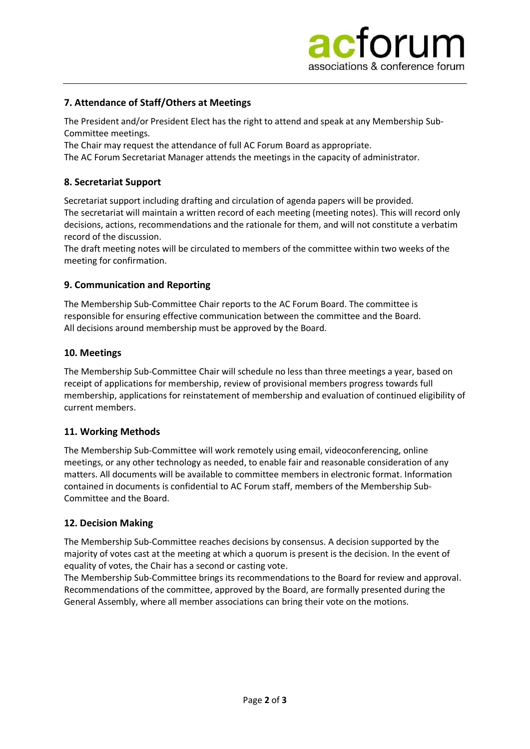## 7. Attendance of Staff/Others at Meetings

The President and/or President Elect has the right to attend and speak at any Membership Sub-Committee meetings.
The Chair may request the attendance of full AC Forum Board as appropriate.
The AC Forum Secretariat Manager attends the meetings in the capacity of administrator.

## 8. Secretariat Support

Secretariat support including drafting and circulation of agenda papers will be provided.
The secretariat will maintain a written record of each meeting (meeting notes). This will record only decisions, actions, recommendations and the rationale for them, and will not constitute a verbatim record of the discussion.
The draft meeting notes will be circulated to members of the committee within two weeks of the meeting for confirmation.

## 9. Communication and Reporting

The Membership Sub-Committee Chair reports to the AC Forum Board. The committee is responsible for ensuring effective communication between the committee and the Board.
All decisions around membership must be approved by the Board.

## 10. Meetings

The Membership Sub-Committee Chair will schedule no less than three meetings a year, based on receipt of applications for membership, review of provisional members progress towards full membership, applications for reinstatement of membership and evaluation of continued eligibility of current members.

## 11. Working Methods

The Membership Sub-Committee will work remotely using email, videoconferencing, online meetings, or any other technology as needed, to enable fair and reasonable consideration of any matters. All documents will be available to committee members in electronic format. Information contained in documents is confidential to AC Forum staff, members of the Membership Sub-Committee and the Board.

## 12. Decision Making

The Membership Sub-Committee reaches decisions by consensus. A decision supported by the majority of votes cast at the meeting at which a quorum is present is the decision. In the event of equality of votes, the Chair has a second or casting vote.
The Membership Sub-Committee brings its recommendations to the Board for review and approval. Recommendations of the committee, approved by the Board, are formally presented during the General Assembly, where all member associations can bring their vote on the motions.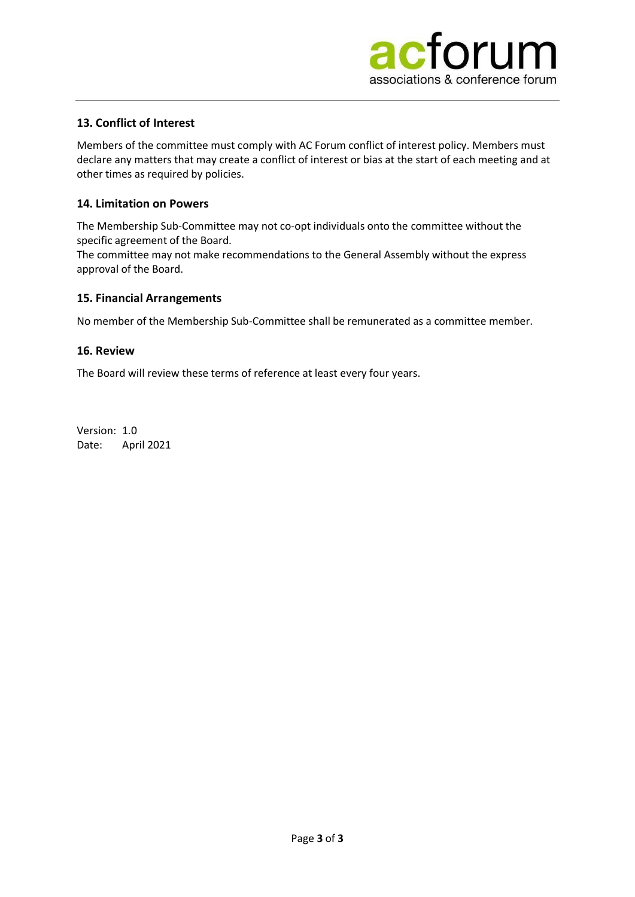### 13. Conflict of Interest

Members of the committee must comply with AC Forum conflict of interest policy. Members must declare any matters that may create a conflict of interest or bias at the start of each meeting and at other times as required by policies.

### 14. Limitation on Powers

The Membership Sub-Committee may not co-opt individuals onto the committee without the specific agreement of the Board.
The committee may not make recommendations to the General Assembly without the express approval of the Board.

### 15. Financial Arrangements

No member of the Membership Sub-Committee shall be remunerated as a committee member.

### 16. Review

The Board will review these terms of reference at least every four years.

Version: 1.0
Date: April 2021